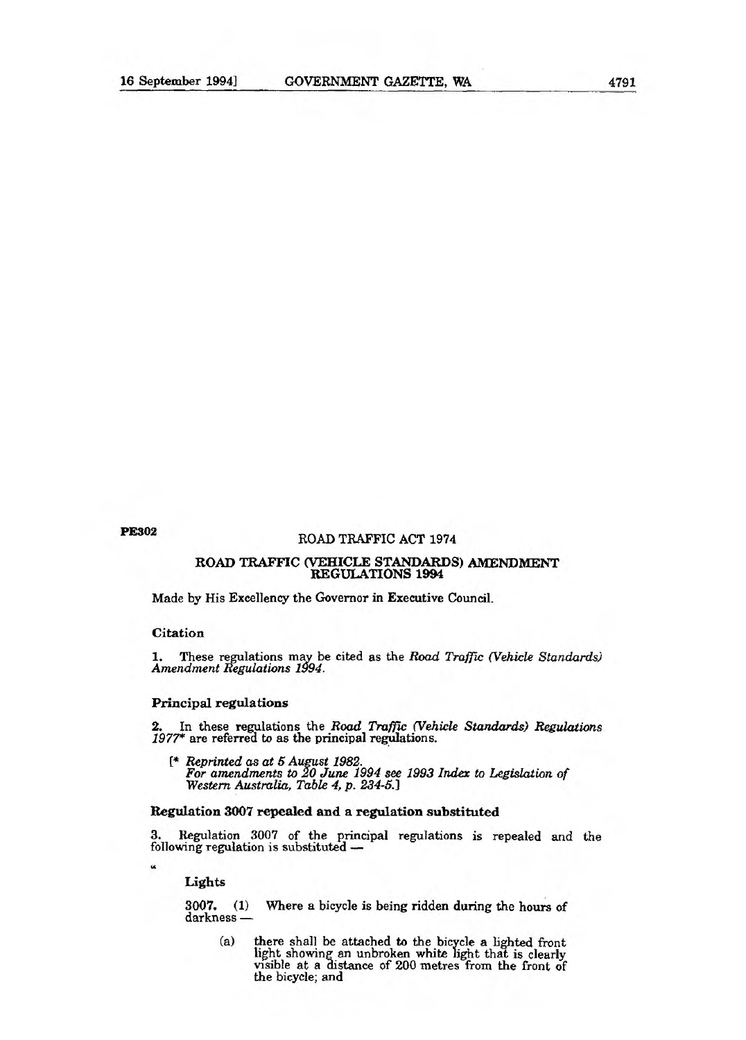PE302

# ROAD TRAFFIC ACT 1974

## ROAD TRAFFIC (VEHICLE STANDARDS) AMENDMENT REGULATIONS 1994

Made by His Excellency the Governor in Executive Council.

### Citation

1. These regulations may be cited as the *Road Traffic (Vehicle Standards) Amendment Regulations 1994*.

### Principal regulations

2. In these regulations the *Road Traffic (Vehicle Standards) Regulations 1977** are referred to as the principal regulations.

[* *Reprinted as at 5 August 1982.*
*For amendments to 20 June 1994 see 1993 Index to Legislation of Western Australia, Table 4, p. 234-5.*]

### Regulation 3007 repealed and a regulation substituted

3. Regulation 3007 of the principal regulations is repealed and the following regulation is substituted —

"

**Lights**

3007. (1) Where a bicycle is being ridden during the hours of darkness —

(a) there shall be attached to the bicycle a lighted front light showing an unbroken white light that is clearly visible at a distance of 200 metres from the front of the bicycle; and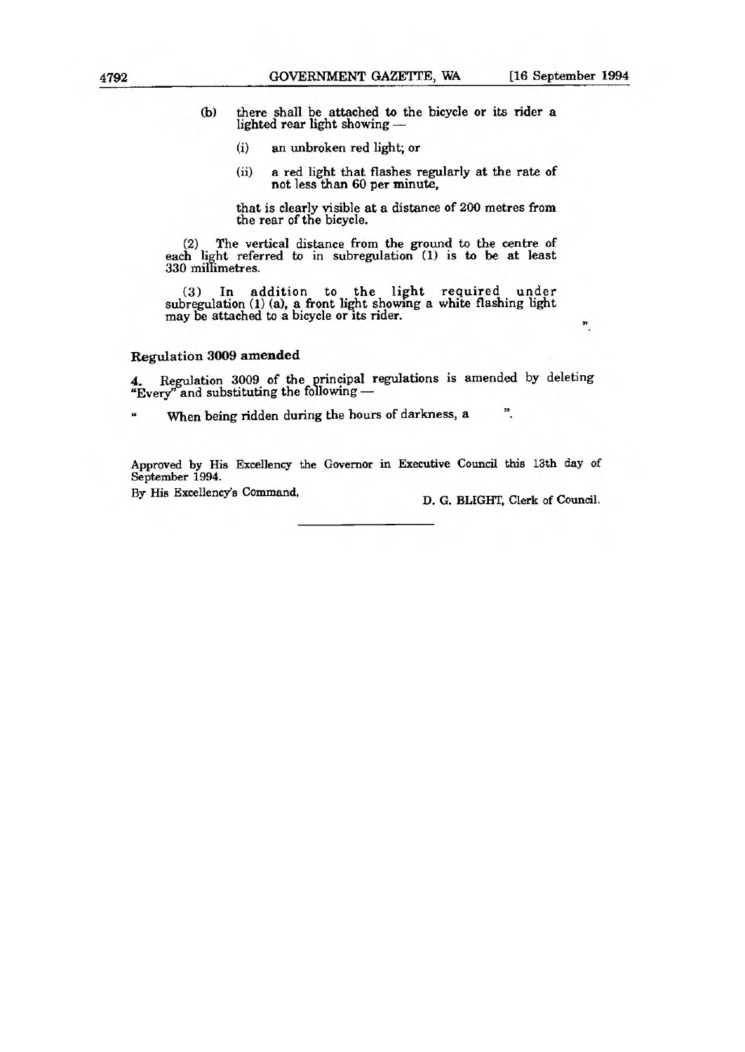(b) there shall be attached to the bicycle or its rider a lighted rear light showing —

(i) an unbroken red light; or

(ii) a red light that flashes regularly at the rate of not less than 60 per minute,

that is clearly visible at a distance of 200 metres from the rear of the bicycle.

(2) The vertical distance from the ground to the centre of each light referred to in subregulation (1) is to be at least 330 millimetres.

(3) In addition to the light required under subregulation (1) (a), a front light showing a white flashing light may be attached to a bicycle or its rider.

".

### Regulation 3009 amended

**4.** Regulation 3009 of the principal regulations is amended by deleting "Every" and substituting the following —

" When being ridden during the hours of darkness, a ".

Approved by His Excellency the Governor in Executive Council this 13th day of September 1994.

By His Excellency's Command,

D. G. BLIGHT, Clerk of Council.